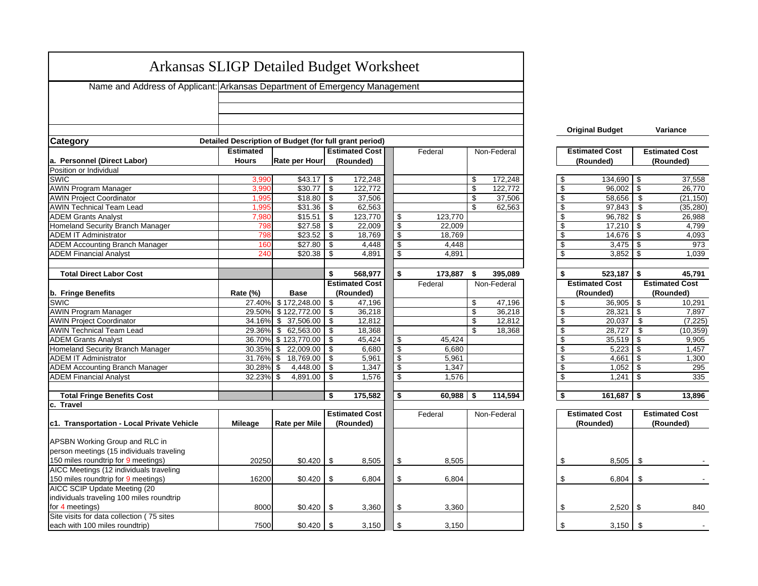# Arkansas SLIGP Detailed Budget Worksheet

Name and Address of Applicant: Arkansas Department of Emergency Management

| Category | Detailed Description of Budget (for full grant period) | | | | | Original Budget | Variance |
|---|---|---|---|---|---|---|---|
| **a. Personnel (Direct Labor)** | **Estimated Hours** | **Rate per Hour** | **Estimated Cost (Rounded)** | Federal | Non-Federal | **Estimated Cost (Rounded)** | **Estimated Cost (Rounded)** |
| Position or Individual | | | | | | | |
| SWIC | 3,990 | $43.17 | $ 172,248 | | $ 172,248 | $ 134,690 | $ 37,558 |
| AWIN Program Manager | 3,990 | $30.77 | $ 122,772 | | $ 122,772 | $ 96,002 | $ 26,770 |
| AWIN Project Coordinator | 1,995 | $18.80 | $ 37,506 | | $ 37,506 | $ 58,656 | $ (21,150) |
| AWIN Technical Team Lead | 1,995 | $31.36 | $ 62,563 | | $ 62,563 | $ 97,843 | $ (35,280) |
| ADEM Grants Analyst | 7,980 | $15.51 | $ 123,770 | $ 123,770 | | $ 96,782 | $ 26,988 |
| Homeland Security Branch Manager | 798 | $27.58 | $ 22,009 | $ 22,009 | | $ 17,210 | $ 4,799 |
| ADEM IT Administrator | 798 | $23.52 | $ 18,769 | $ 18,769 | | $ 14,676 | $ 4,093 |
| ADEM Accounting Branch Manager | 160 | $27.80 | $ 4,448 | $ 4,448 | | $ 3,475 | $ 973 |
| ADEM Financial Analyst | 240 | $20.38 | $ 4,891 | $ 4,891 | | $ 3,852 | $ 1,039 |
| **Total Direct Labor Cost** | | | **$ 568,977** | **$ 173,887** | **$ 395,089** | **$ 523,187** | **$ 45,791** |
| **b. Fringe Benefits** | **Rate (%)** | **Base** | **Estimated Cost (Rounded)** | Federal | Non-Federal | **Estimated Cost (Rounded)** | **Estimated Cost (Rounded)** |
| SWIC | 27.40% | $ 172,248.00 | $ 47,196 | | $ 47,196 | $ 36,905 | $ 10,291 |
| AWIN Program Manager | 29.50% | $ 122,772.00 | $ 36,218 | | $ 36,218 | $ 28,321 | $ 7,897 |
| AWIN Project Coordinator | 34.16% | $ 37,506.00 | $ 12,812 | | $ 12,812 | $ 20,037 | $ (7,225) |
| AWIN Technical Team Lead | 29.36% | $ 62,563.00 | $ 18,368 | | $ 18,368 | $ 28,727 | $ (10,359) |
| ADEM Grants Analyst | 36.70% | $ 123,770.00 | $ 45,424 | $ 45,424 | | $ 35,519 | $ 9,905 |
| Homeland Security Branch Manager | 30.35% | $ 22,009.00 | $ 6,680 | $ 6,680 | | $ 5,223 | $ 1,457 |
| ADEM IT Administrator | 31.76% | $ 18,769.00 | $ 5,961 | $ 5,961 | | $ 4,661 | $ 1,300 |
| ADEM Accounting Branch Manager | 30.28% | $ 4,448.00 | $ 1,347 | $ 1,347 | | $ 1,052 | $ 295 |
| ADEM Financial Analyst | 32.23% | $ 4,891.00 | $ 1,576 | $ 1,576 | | $ 1,241 | $ 335 |
| **Total Fringe Benefits Cost** | | | **$ 175,582** | **$ 60,988** | **$ 114,594** | **$ 161,687** | **$ 13,896** |
| **c. Travel** | | | | | | | |
| **c1. Transportation - Local Private Vehicle** | **Mileage** | **Rate per Mile** | **Estimated Cost (Rounded)** | Federal | Non-Federal | **Estimated Cost (Rounded)** | **Estimated Cost (Rounded)** |
| APSBN Working Group and RLC in person meetings (15 individuals traveling 150 miles roundtrip for 9 meetings) | 20250 | $0.420 | $ 8,505 | $ 8,505 | | $ 8,505 | $ - |
| AICC Meetings (12 individuals traveling 150 miles roundtrip for 9 meetings) | 16200 | $0.420 | $ 6,804 | $ 6,804 | | $ 6,804 | $ - |
| AICC SCIP Update Meeting (20 individuals traveling 100 miles roundtrip for 4 meetings) | 8000 | $0.420 | $ 3,360 | $ 3,360 | | $ 2,520 | $ 840 |
| Site visits for data collection ( 75 sites each with 100 miles roundtrip) | 7500 | $0.420 | $ 3,150 | $ 3,150 | | $ 3,150 | $ - |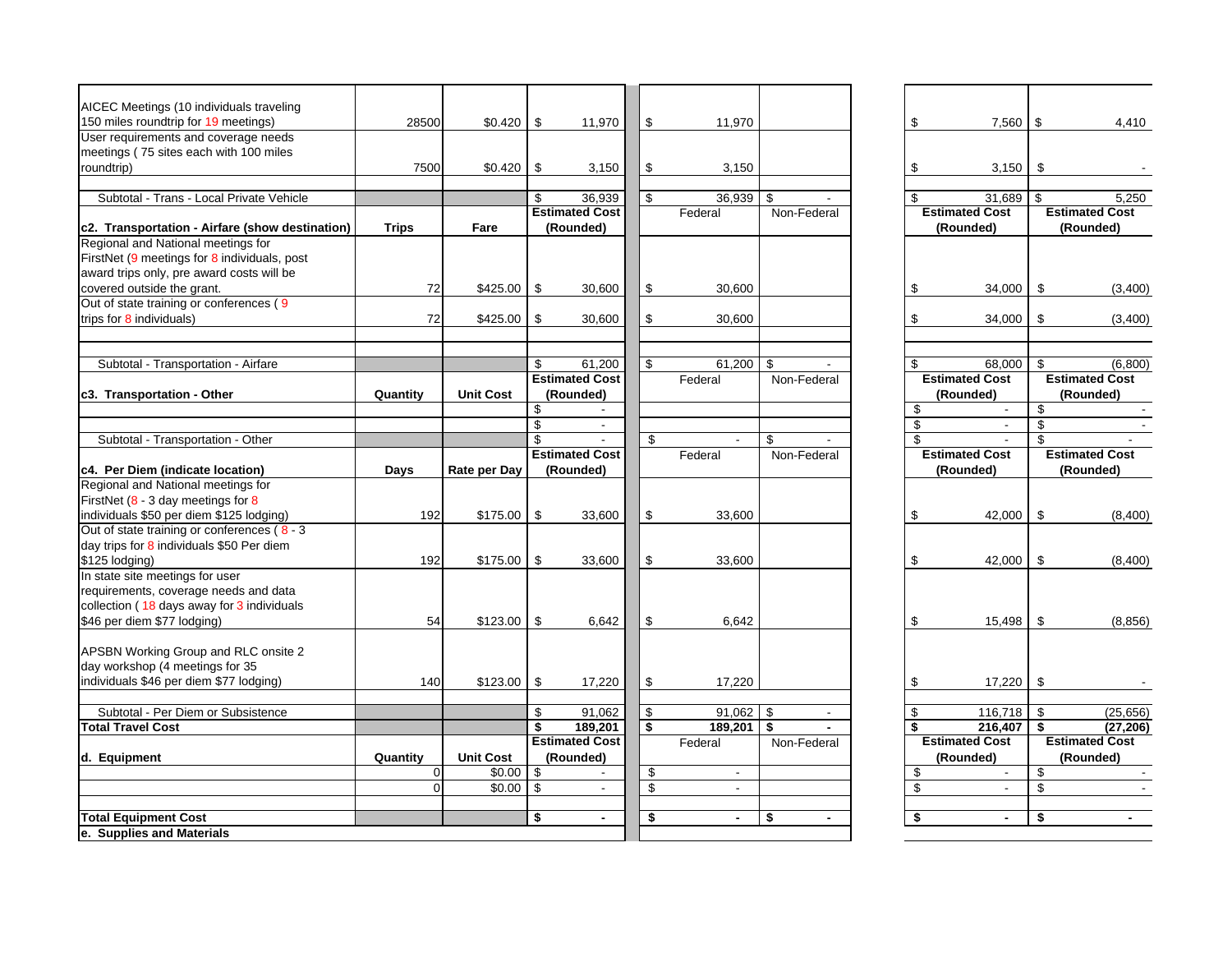| | | | | | | | | |
|---|---|---|---|---|---|---|---|---|
| AICEC Meetings (10 individuals traveling 150 miles roundtrip for 19 meetings) | 28500 | $0.420 | $ 11,970 | | $ 11,970 | | $ 7,560 | $ 4,410 |
| User requirements and coverage needs meetings ( 75 sites each with 100 miles roundtrip) | 7500 | $0.420 | $ 3,150 | | $ 3,150 | | $ 3,150 | $ - |
| | | | | | | | | |
| Subtotal - Trans - Local Private Vehicle | | | $ 36,939 | | $ 36,939 | $ - | $ 31,689 | $ 5,250 |
| **c2. Transportation - Airfare (show destination)** | **Trips** | **Fare** | **Estimated Cost (Rounded)** | | Federal | Non-Federal | **Estimated Cost (Rounded)** | **Estimated Cost (Rounded)** |
| Regional and National meetings for FirstNet (9 meetings for 8 individuals, post award trips only, pre award costs will be covered outside the grant. | 72 | $425.00 | $ 30,600 | | $ 30,600 | | $ 34,000 | $ (3,400) |
| Out of state training or conferences ( 9 trips for 8 individuals) | 72 | $425.00 | $ 30,600 | | $ 30,600 | | $ 34,000 | $ (3,400) |
| | | | | | | | | |
| | | | | | | | | |
| Subtotal - Transportation - Airfare | | | $ 61,200 | | $ 61,200 | $ - | $ 68,000 | $ (6,800) |
| **c3. Transportation - Other** | **Quantity** | **Unit Cost** | **Estimated Cost (Rounded)** | | Federal | Non-Federal | **Estimated Cost (Rounded)** | **Estimated Cost (Rounded)** |
| | | | $ - | | | | $ - | $ - |
| | | | $ - | | | | $ - | $ - |
| Subtotal - Transportation - Other | | | $ - | | $ - | $ - | $ - | $ - |
| **c4. Per Diem (indicate location)** | **Days** | **Rate per Day** | **Estimated Cost (Rounded)** | | Federal | Non-Federal | **Estimated Cost (Rounded)** | **Estimated Cost (Rounded)** |
| Regional and National meetings for FirstNet (8 - 3 day meetings for 8 individuals $50 per diem $125 lodging) | 192 | $175.00 | $ 33,600 | | $ 33,600 | | $ 42,000 | $ (8,400) |
| Out of state training or conferences ( 8 - 3 day trips for 8 individuals $50 Per diem $125 lodging) | 192 | $175.00 | $ 33,600 | | $ 33,600 | | $ 42,000 | $ (8,400) |
| In state site meetings for user requirements, coverage needs and data collection ( 18 days away for 3 individuals $46 per diem $77 lodging) | 54 | $123.00 | $ 6,642 | | $ 6,642 | | $ 15,498 | $ (8,856) |
| APSBN Working Group and RLC onsite 2 day workshop (4 meetings for 35 individuals $46 per diem $77 lodging) | 140 | $123.00 | $ 17,220 | | $ 17,220 | | $ 17,220 | $ - |
| | | | | | | | | |
| Subtotal - Per Diem or Subsistence | | | $ 91,062 | | $ 91,062 | $ - | $ 116,718 | $ (25,656) |
| **Total Travel Cost** | | | **$ 189,201** | | **$ 189,201** | **$ -** | **$ 216,407** | **$ (27,206)** |
| **d. Equipment** | **Quantity** | **Unit Cost** | **Estimated Cost (Rounded)** | | Federal | Non-Federal | **Estimated Cost (Rounded)** | **Estimated Cost (Rounded)** |
| | 0 | $0.00 | $ - | | $ - | | $ - | $ - |
| | 0 | $0.00 | $ - | | $ - | | $ - | $ - |
| | | | | | | | | |
| **Total Equipment Cost** | | | **$ -** | | **$ -** | **$ -** | **$ -** | **$ -** |
| **e. Supplies and Materials** | | | | | | | | |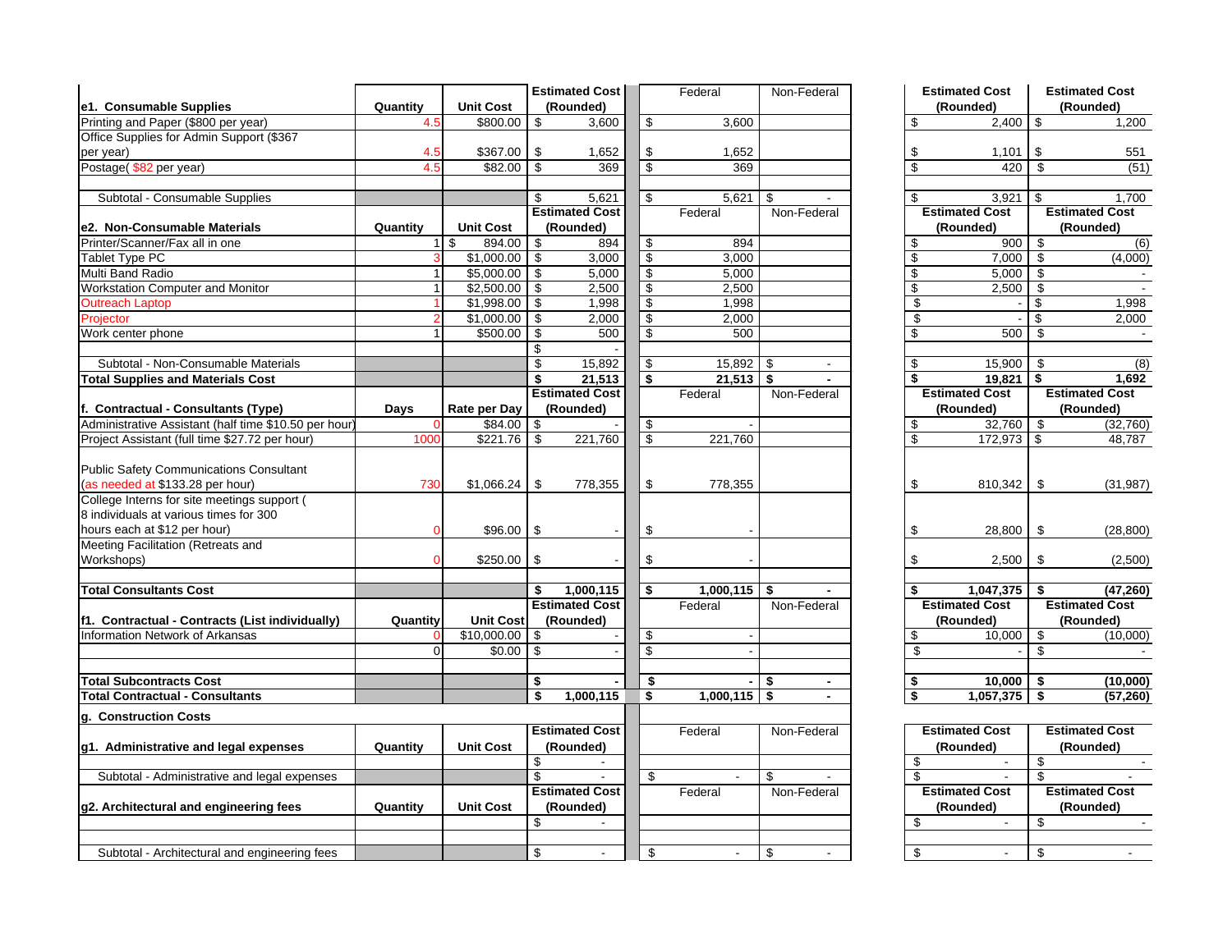| e1. Consumable Supplies | Quantity | Unit Cost | Estimated Cost (Rounded) | Federal | Non-Federal | Estimated Cost (Rounded) | Estimated Cost (Rounded) |
|---|---|---|---|---|---|---|---|
| Printing and Paper ($800 per year) | 4.5 | $800.00 | $ 3,600 | $ 3,600 | | $ 2,400 | $ 1,200 |
| Office Supplies for Admin Support ($367 per year) | 4.5 | $367.00 | $ 1,652 | $ 1,652 | | $ 1,101 | $ 551 |
| Postage( $82 per year) | 4.5 | $82.00 | $ 369 | $ 369 | | $ 420 | $ (51) |
| | | | | | | | |
| Subtotal - Consumable Supplies | | | $ 5,621 | $ 5,621 | $ - | $ 3,921 | $ 1,700 |
| **e2. Non-Consumable Materials** | **Quantity** | **Unit Cost** | **Estimated Cost (Rounded)** | Federal | Non-Federal | **Estimated Cost (Rounded)** | **Estimated Cost (Rounded)** |
| Printer/Scanner/Fax all in one | 1 | $ 894.00 | $ 894 | $ 894 | | $ 900 | $ (6) |
| Tablet Type PC | 3 | $1,000.00 | $ 3,000 | $ 3,000 | | $ 7,000 | $ (4,000) |
| Multi Band Radio | 1 | $5,000.00 | $ 5,000 | $ 5,000 | | $ 5,000 | $ - |
| Workstation Computer and Monitor | 1 | $2,500.00 | $ 2,500 | $ 2,500 | | $ 2,500 | $ - |
| Outreach Laptop | 1 | $1,998.00 | $ 1,998 | $ 1,998 | | $ - | $ 1,998 |
| Projector | 2 | $1,000.00 | $ 2,000 | $ 2,000 | | $ - | $ 2,000 |
| Work center phone | 1 | $500.00 | $ 500 | $ 500 | | $ 500 | $ - |
| | | | $ - | | | | |
| Subtotal - Non-Consumable Materials | | | $ 15,892 | $ 15,892 | $ - | $ 15,900 | $ (8) |
| **Total Supplies and Materials Cost** | | | **$ 21,513** | **$ 21,513** | **$ -** | **$ 19,821** | **$ 1,692** |
| **f. Contractual - Consultants (Type)** | **Days** | **Rate per Day** | **Estimated Cost (Rounded)** | Federal | Non-Federal | **Estimated Cost (Rounded)** | **Estimated Cost (Rounded)** |
| Administrative Assistant (half time $10.50 per hour) | 0 | $84.00 | $ - | $ - | | $ 32,760 | $ (32,760) |
| Project Assistant (full time $27.72 per hour) | 1000 | $221.76 | $ 221,760 | $ 221,760 | | $ 172,973 | $ 48,787 |
| Public Safety Communications Consultant (as needed at $133.28 per hour) | 730 | $1,066.24 | $ 778,355 | $ 778,355 | | $ 810,342 | $ (31,987) |
| College Interns for site meetings support ( 8 individuals at various times for 300 hours each at $12 per hour) | 0 | $96.00 | $ - | $ - | | $ 28,800 | $ (28,800) |
| Meeting Facilitation (Retreats and Workshops) | 0 | $250.00 | $ - | $ - | | $ 2,500 | $ (2,500) |
| | | | | | | | |
| **Total Consultants Cost** | | | **$ 1,000,115** | **$ 1,000,115** | **$ -** | **$ 1,047,375** | **$ (47,260)** |
| **f1. Contractual - Contracts (List individually)** | **Quantity** | **Unit Cost** | **Estimated Cost (Rounded)** | Federal | Non-Federal | **Estimated Cost (Rounded)** | **Estimated Cost (Rounded)** |
| Information Network of Arkansas | 0 | $10,000.00 | $ - | $ - | | $ 10,000 | $ (10,000) |
| | 0 | $0.00 | $ - | $ - | | $ - | $ - |
| | | | | | | | |
| **Total Subcontracts Cost** | | | **$ -** | **$ -** | **$ -** | **$ 10,000** | **$ (10,000)** |
| **Total Contractual - Consultants** | | | **$ 1,000,115** | **$ 1,000,115** | **$ -** | **$ 1,057,375** | **$ (57,260)** |
| **g. Construction Costs** | | | | | | | |
| **g1. Administrative and legal expenses** | **Quantity** | **Unit Cost** | **Estimated Cost (Rounded)** | Federal | Non-Federal | **Estimated Cost (Rounded)** | **Estimated Cost (Rounded)** |
| | | | $ - | | | $ - | $ - |
| Subtotal - Administrative and legal expenses | | | $ - | $ - | $ - | $ - | $ - |
| **g2. Architectural and engineering fees** | **Quantity** | **Unit Cost** | **Estimated Cost (Rounded)** | Federal | Non-Federal | **Estimated Cost (Rounded)** | **Estimated Cost (Rounded)** |
| | | | $ - | | | $ - | $ - |
| | | | | | | | |
| Subtotal - Architectural and engineering fees | | | $ - | $ - | $ - | $ - | $ - |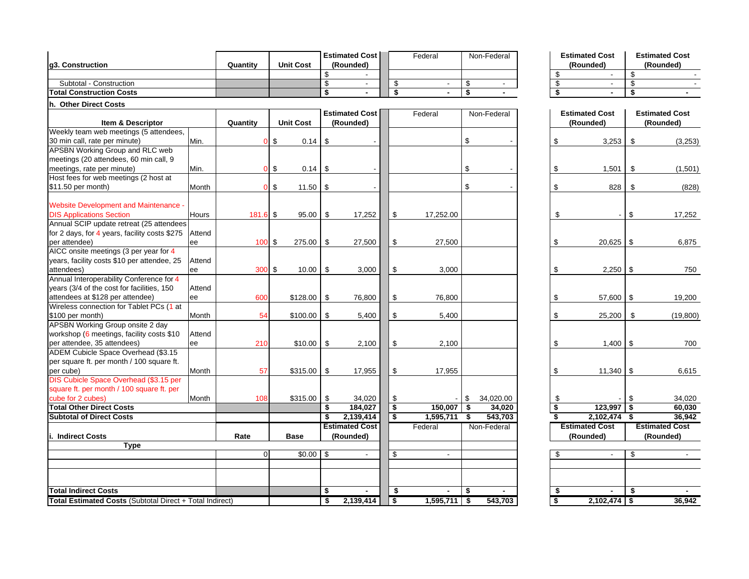| g3. Construction | | Quantity | Unit Cost | Estimated Cost (Rounded) | Federal | Non-Federal | Estimated Cost (Rounded) | Estimated Cost (Rounded) |
|---|---|---|---|---|---|---|---|---|
| | | | | $ - | | | $ - | $ - |
| Subtotal - Construction | | | | $ - | $ - | $ - | $ - | $ - |
| **Total Construction Costs** | | | | **$ -** | **$ -** | **$ -** | **$ -** | **$ -** |

**h. Other Direct Costs**

| Item & Descriptor | | Quantity | Unit Cost | Estimated Cost (Rounded) | Federal | Non-Federal | Estimated Cost (Rounded) | Estimated Cost (Rounded) |
|---|---|---|---|---|---|---|---|---|
| Weekly team web meetings (5 attendees, 30 min call, rate per minute) | Min. | 0 | $ 0.14 | $ - | | $ - | $ 3,253 | $ (3,253) |
| APSBN Working Group and RLC web meetings (20 attendees, 60 min call, 9 meetings, rate per minute) | Min. | 0 | $ 0.14 | $ - | | $ - | $ 1,501 | $ (1,501) |
| Host fees for web meetings (2 host at $11.50 per month) | Month | 0 | $ 11.50 | $ - | | $ - | $ 828 | $ (828) |
| Website Development and Maintenance - DIS Applications Section | Hours | 181.6 | $ 95.00 | $ 17,252 | $ 17,252.00 | | $ - | $ 17,252 |
| Annual SCIP update retreat (25 attendees for 2 days, for 4 years, facility costs $275 per attendee) | Attendee | 100 | $ 275.00 | $ 27,500 | $ 27,500 | | $ 20,625 | $ 6,875 |
| AICC onsite meetings (3 per year for 4 years, facility costs $10 per attendee, 25 attendees) | Attendee | 300 | $ 10.00 | $ 3,000 | $ 3,000 | | $ 2,250 | $ 750 |
| Annual Interoperability Conference for 4 years (3/4 of the cost for facilities, 150 attendees at $128 per attendee) | Attendee | 600 | $128.00 | $ 76,800 | $ 76,800 | | $ 57,600 | $ 19,200 |
| Wireless connection for Tablet PCs (1 at $100 per month) | Month | 54 | $100.00 | $ 5,400 | $ 5,400 | | $ 25,200 | $ (19,800) |
| APSBN Working Group onsite 2 day workshop (6 meetings, facility costs $10 per attendee, 35 attendees) | Attendee | 210 | $10.00 | $ 2,100 | $ 2,100 | | $ 1,400 | $ 700 |
| ADEM Cubicle Space Overhead ($3.15 per square ft. per month / 100 square ft. per cube) | Month | 57 | $315.00 | $ 17,955 | $ 17,955 | | $ 11,340 | $ 6,615 |
| DIS Cubicle Space Overhead ($3.15 per square ft. per month / 100 square ft. per cube for 2 cubes) | Month | 108 | $315.00 | $ 34,020 | $ - | $ 34,020.00 | $ - | $ 34,020 |
| **Total Other Direct Costs** | | | | **$ 184,027** | **$ 150,007** | **$ 34,020** | **$ 123,997** | **$ 60,030** |
| **Subtotal of Direct Costs** | | | | **$ 2,139,414** | **$ 1,595,711** | **$ 543,703** | **$ 2,102,474** | **$ 36,942** |

| i. Indirect Costs | Rate | Base | Estimated Cost (Rounded) | Federal | Non-Federal | Estimated Cost (Rounded) | Estimated Cost (Rounded) |
|---|---|---|---|---|---|---|---|
| **Type** | | | | | | | |
| | 0 | $0.00 | $ - | $ - | | $ - | $ - |
| | | | | | | | |
| | | | | | | | |
| **Total Indirect Costs** | | | **$ -** | **$ -** | **$ -** | **$ -** | **$ -** |
| **Total Estimated Costs** (Subtotal Direct + Total Indirect) | | | **$ 2,139,414** | **$ 1,595,711** | **$ 543,703** | **$ 2,102,474** | **$ 36,942** |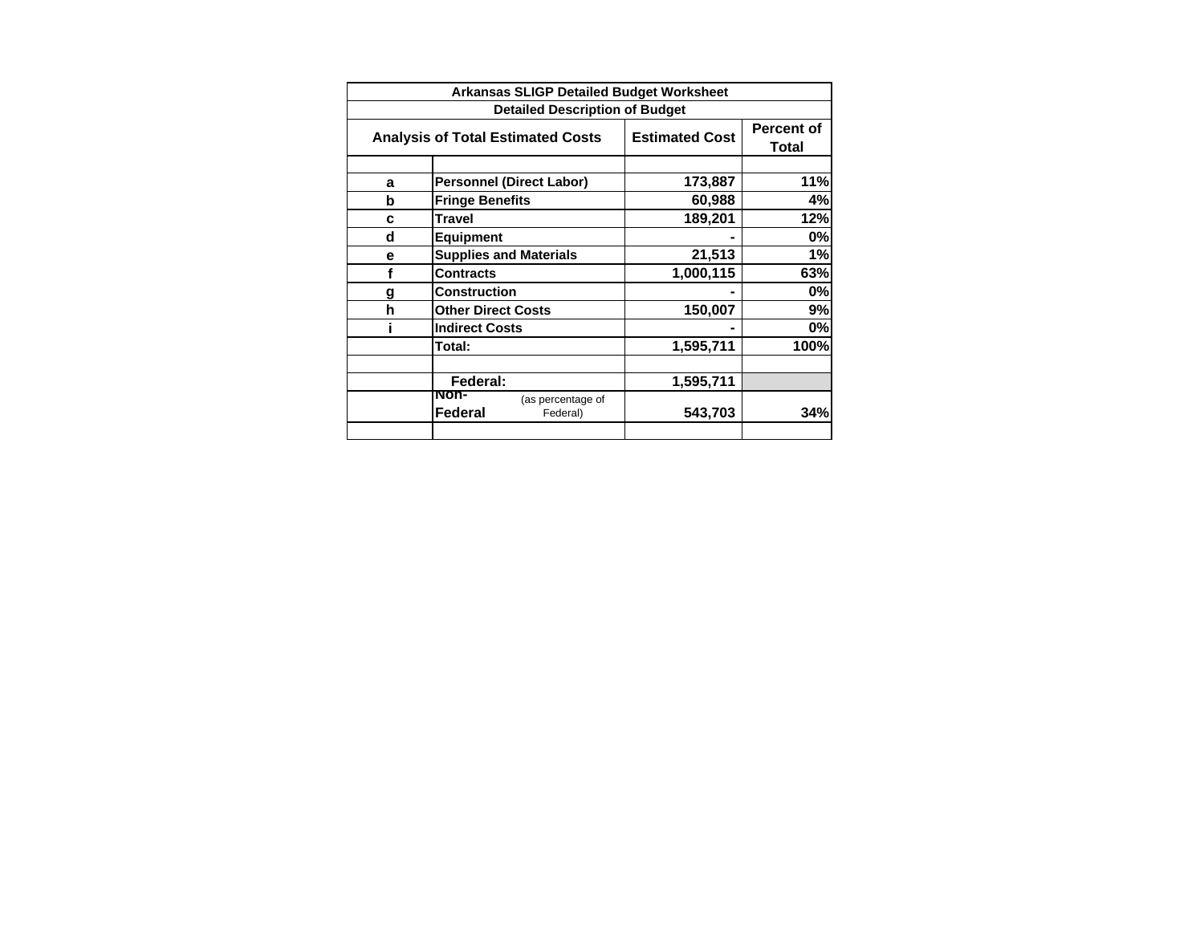| Arkansas SLIGP Detailed Budget Worksheet | | | |
|---|---|---|---|
| **Detailed Description of Budget** | | | |
| **Analysis of Total Estimated Costs** | | **Estimated Cost** | **Percent of Total** |
| | | | |
| **a** | **Personnel (Direct Labor)** | **173,887** | **11%** |
| **b** | **Fringe Benefits** | **60,988** | **4%** |
| **c** | **Travel** | **189,201** | **12%** |
| **d** | **Equipment** | **-** | **0%** |
| **e** | **Supplies and Materials** | **21,513** | **1%** |
| **f** | **Contracts** | **1,000,115** | **63%** |
| **g** | **Construction** | **-** | **0%** |
| **h** | **Other Direct Costs** | **150,007** | **9%** |
| **i** | **Indirect Costs** | **-** | **0%** |
| | **Total:** | **1,595,711** | **100%** |
| | | | |
| | **Federal:** | **1,595,711** | |
| | **Non-Federal** (as percentage of Federal) | **543,703** | **34%** |
| | | | |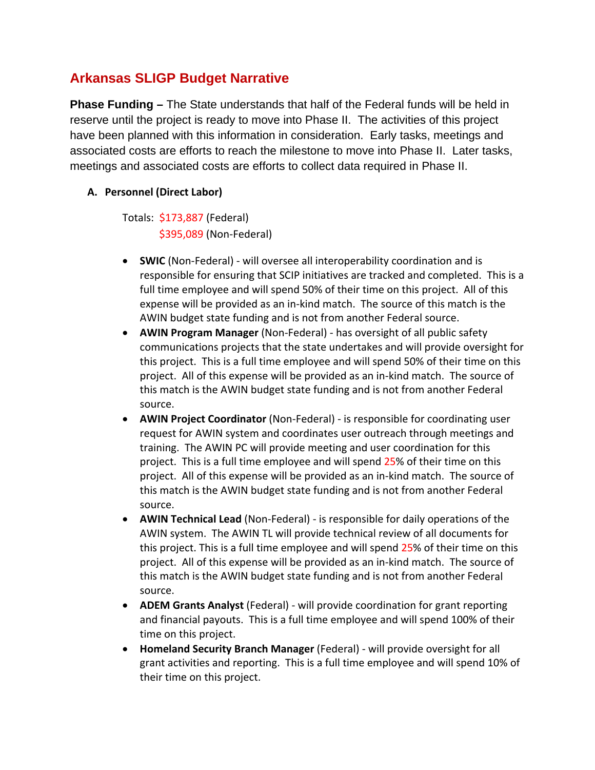# Arkansas SLIGP Budget Narrative

**Phase Funding –** The State understands that half of the Federal funds will be held in reserve until the project is ready to move into Phase II. The activities of this project have been planned with this information in consideration. Early tasks, meetings and associated costs are efforts to reach the milestone to move into Phase II. Later tasks, meetings and associated costs are efforts to collect data required in Phase II.

**A. Personnel (Direct Labor)**

Totals: $173,887 (Federal)
$395,089 (Non-Federal)

- **SWIC** (Non-Federal) - will oversee all interoperability coordination and is responsible for ensuring that SCIP initiatives are tracked and completed. This is a full time employee and will spend 50% of their time on this project. All of this expense will be provided as an in-kind match. The source of this match is the AWIN budget state funding and is not from another Federal source.
- **AWIN Program Manager** (Non-Federal) - has oversight of all public safety communications projects that the state undertakes and will provide oversight for this project. This is a full time employee and will spend 50% of their time on this project. All of this expense will be provided as an in-kind match. The source of this match is the AWIN budget state funding and is not from another Federal source.
- **AWIN Project Coordinator** (Non-Federal) - is responsible for coordinating user request for AWIN system and coordinates user outreach through meetings and training. The AWIN PC will provide meeting and user coordination for this project. This is a full time employee and will spend 25% of their time on this project. All of this expense will be provided as an in-kind match. The source of this match is the AWIN budget state funding and is not from another Federal source.
- **AWIN Technical Lead** (Non-Federal) - is responsible for daily operations of the AWIN system. The AWIN TL will provide technical review of all documents for this project. This is a full time employee and will spend 25% of their time on this project. All of this expense will be provided as an in-kind match. The source of this match is the AWIN budget state funding and is not from another Federal source.
- **ADEM Grants Analyst** (Federal) - will provide coordination for grant reporting and financial payouts. This is a full time employee and will spend 100% of their time on this project.
- **Homeland Security Branch Manager** (Federal) - will provide oversight for all grant activities and reporting. This is a full time employee and will spend 10% of their time on this project.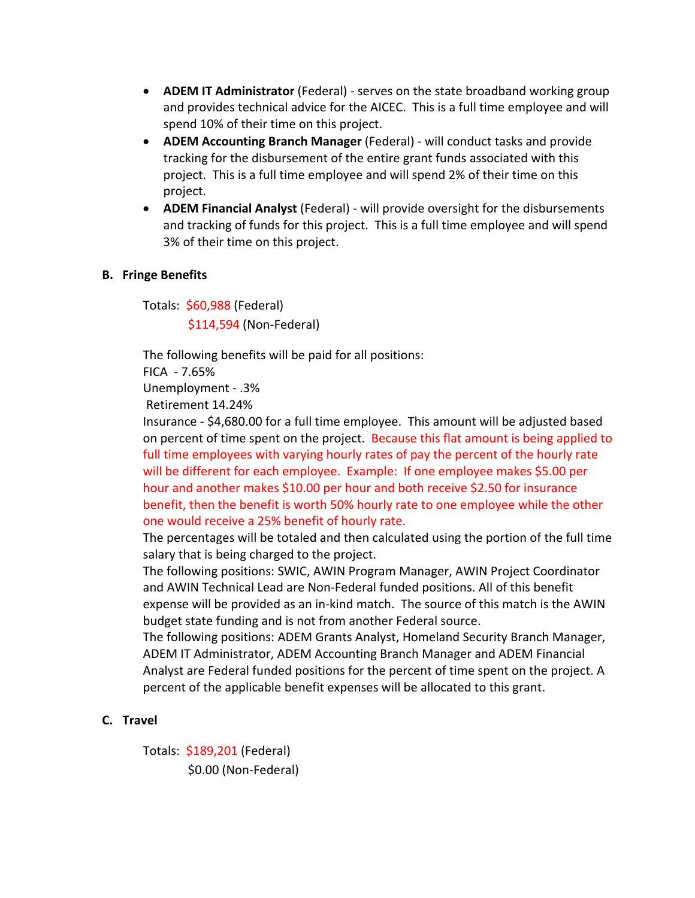- **ADEM IT Administrator** (Federal) - serves on the state broadband working group and provides technical advice for the AICEC. This is a full time employee and will spend 10% of their time on this project.
- **ADEM Accounting Branch Manager** (Federal) - will conduct tasks and provide tracking for the disbursement of the entire grant funds associated with this project. This is a full time employee and will spend 2% of their time on this project.
- **ADEM Financial Analyst** (Federal) - will provide oversight for the disbursements and tracking of funds for this project. This is a full time employee and will spend 3% of their time on this project.

## B. Fringe Benefits

Totals: $60,988 (Federal)
$114,594 (Non-Federal)

The following benefits will be paid for all positions:
FICA - 7.65%
Unemployment - .3%
Retirement 14.24%
Insurance - $4,680.00 for a full time employee. This amount will be adjusted based on percent of time spent on the project. Because this flat amount is being applied to full time employees with varying hourly rates of pay the percent of the hourly rate will be different for each employee. Example: If one employee makes $5.00 per hour and another makes $10.00 per hour and both receive $2.50 for insurance benefit, then the benefit is worth 50% hourly rate to one employee while the other one would receive a 25% benefit of hourly rate.
The percentages will be totaled and then calculated using the portion of the full time salary that is being charged to the project.
The following positions: SWIC, AWIN Program Manager, AWIN Project Coordinator and AWIN Technical Lead are Non-Federal funded positions. All of this benefit expense will be provided as an in-kind match. The source of this match is the AWIN budget state funding and is not from another Federal source.
The following positions: ADEM Grants Analyst, Homeland Security Branch Manager, ADEM IT Administrator, ADEM Accounting Branch Manager and ADEM Financial Analyst are Federal funded positions for the percent of time spent on the project. A percent of the applicable benefit expenses will be allocated to this grant.

## C. Travel

Totals: $189,201 (Federal)
$0.00 (Non-Federal)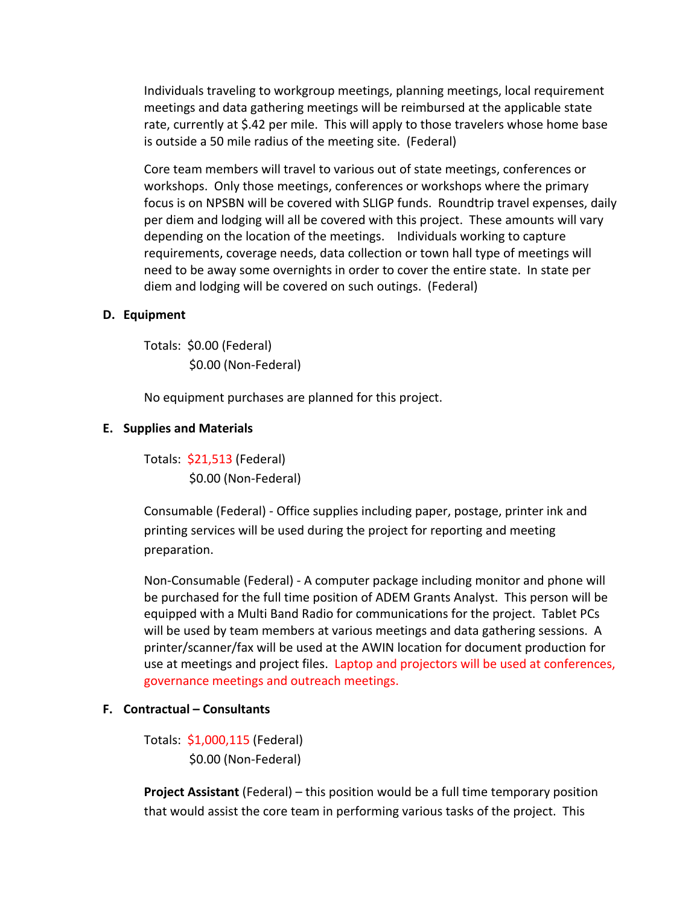Individuals traveling to workgroup meetings, planning meetings, local requirement meetings and data gathering meetings will be reimbursed at the applicable state rate, currently at $.42 per mile. This will apply to those travelers whose home base is outside a 50 mile radius of the meeting site. (Federal)

Core team members will travel to various out of state meetings, conferences or workshops. Only those meetings, conferences or workshops where the primary focus is on NPSBN will be covered with SLIGP funds. Roundtrip travel expenses, daily per diem and lodging will all be covered with this project. These amounts will vary depending on the location of the meetings. Individuals working to capture requirements, coverage needs, data collection or town hall type of meetings will need to be away some overnights in order to cover the entire state. In state per diem and lodging will be covered on such outings. (Federal)

**D. Equipment**

Totals: $0.00 (Federal)
$0.00 (Non-Federal)

No equipment purchases are planned for this project.

**E. Supplies and Materials**

Totals: $21,513 (Federal)
$0.00 (Non-Federal)

Consumable (Federal) - Office supplies including paper, postage, printer ink and printing services will be used during the project for reporting and meeting preparation.

Non-Consumable (Federal) - A computer package including monitor and phone will be purchased for the full time position of ADEM Grants Analyst. This person will be equipped with a Multi Band Radio for communications for the project. Tablet PCs will be used by team members at various meetings and data gathering sessions. A printer/scanner/fax will be used at the AWIN location for document production for use at meetings and project files. Laptop and projectors will be used at conferences, governance meetings and outreach meetings.

**F. Contractual – Consultants**

Totals: $1,000,115 (Federal)
$0.00 (Non-Federal)

**Project Assistant** (Federal) – this position would be a full time temporary position that would assist the core team in performing various tasks of the project. This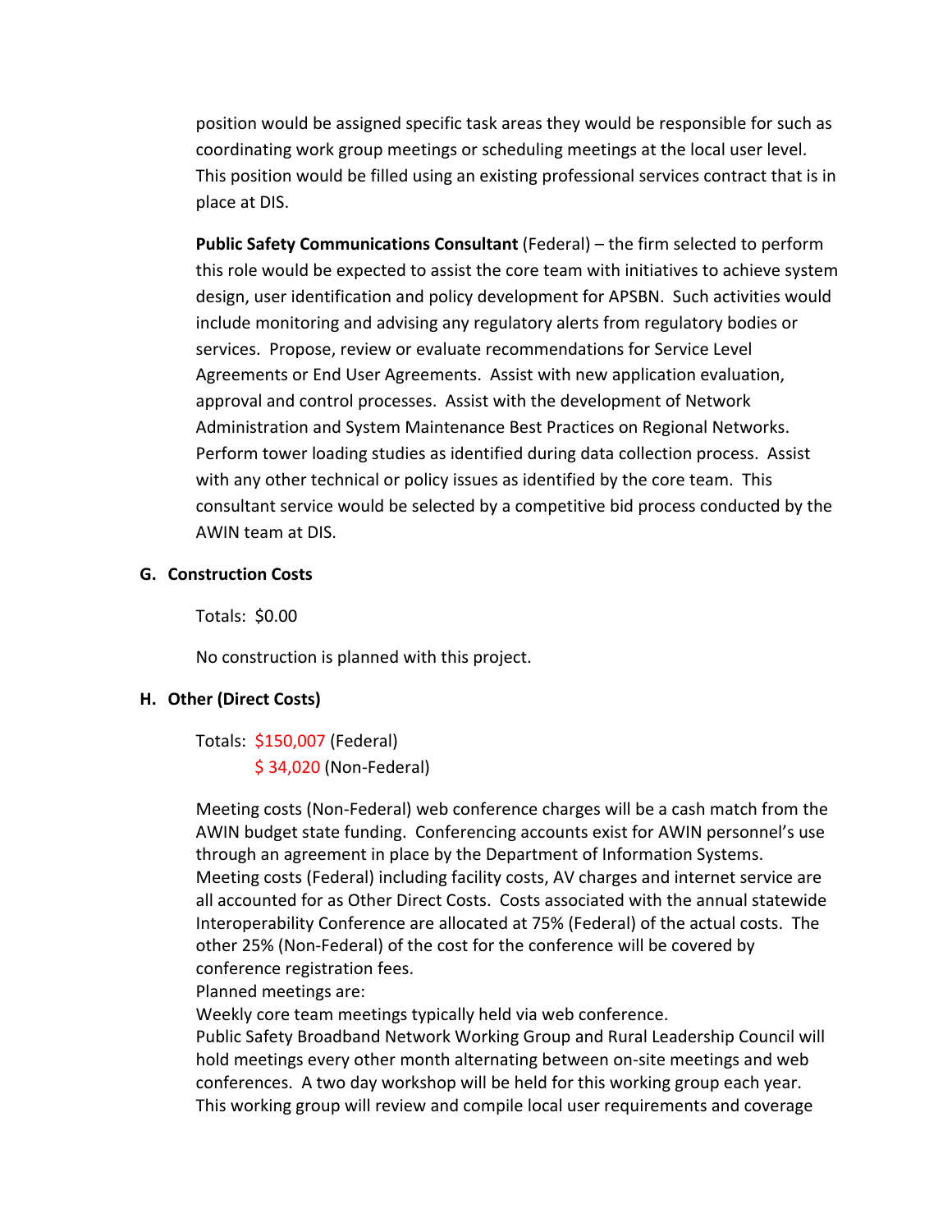position would be assigned specific task areas they would be responsible for such as coordinating work group meetings or scheduling meetings at the local user level. This position would be filled using an existing professional services contract that is in place at DIS.

**Public Safety Communications Consultant** (Federal) – the firm selected to perform this role would be expected to assist the core team with initiatives to achieve system design, user identification and policy development for APSBN. Such activities would include monitoring and advising any regulatory alerts from regulatory bodies or services. Propose, review or evaluate recommendations for Service Level Agreements or End User Agreements. Assist with new application evaluation, approval and control processes. Assist with the development of Network Administration and System Maintenance Best Practices on Regional Networks. Perform tower loading studies as identified during data collection process. Assist with any other technical or policy issues as identified by the core team. This consultant service would be selected by a competitive bid process conducted by the AWIN team at DIS.

### G. Construction Costs

Totals: $0.00

No construction is planned with this project.

### H. Other (Direct Costs)

Totals: $150,007 (Federal)
$ 34,020 (Non-Federal)

Meeting costs (Non-Federal) web conference charges will be a cash match from the AWIN budget state funding. Conferencing accounts exist for AWIN personnel's use through an agreement in place by the Department of Information Systems.
Meeting costs (Federal) including facility costs, AV charges and internet service are all accounted for as Other Direct Costs. Costs associated with the annual statewide Interoperability Conference are allocated at 75% (Federal) of the actual costs. The other 25% (Non-Federal) of the cost for the conference will be covered by conference registration fees.
Planned meetings are:
Weekly core team meetings typically held via web conference.
Public Safety Broadband Network Working Group and Rural Leadership Council will hold meetings every other month alternating between on-site meetings and web conferences. A two day workshop will be held for this working group each year. This working group will review and compile local user requirements and coverage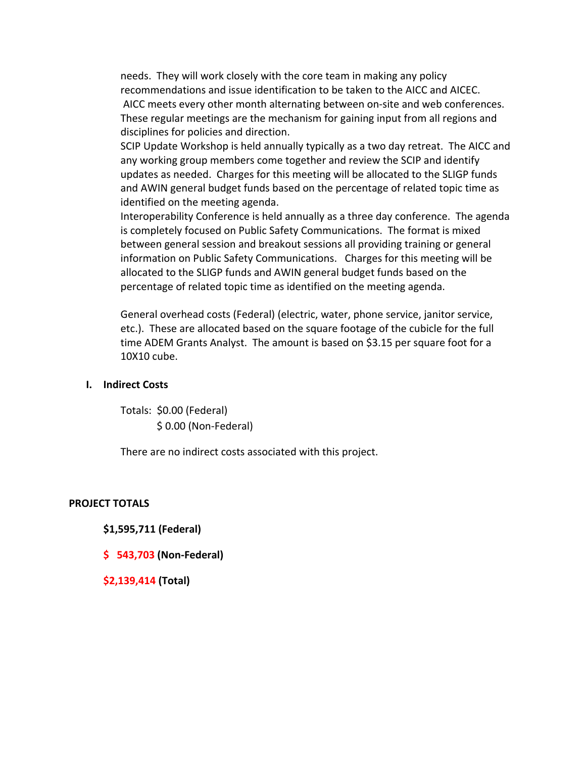needs. They will work closely with the core team in making any policy recommendations and issue identification to be taken to the AICC and AICEC. AICC meets every other month alternating between on-site and web conferences. These regular meetings are the mechanism for gaining input from all regions and disciplines for policies and direction.

SCIP Update Workshop is held annually typically as a two day retreat. The AICC and any working group members come together and review the SCIP and identify updates as needed. Charges for this meeting will be allocated to the SLIGP funds and AWIN general budget funds based on the percentage of related topic time as identified on the meeting agenda.

Interoperability Conference is held annually as a three day conference. The agenda is completely focused on Public Safety Communications. The format is mixed between general session and breakout sessions all providing training or general information on Public Safety Communications. Charges for this meeting will be allocated to the SLIGP funds and AWIN general budget funds based on the percentage of related topic time as identified on the meeting agenda.

General overhead costs (Federal) (electric, water, phone service, janitor service, etc.). These are allocated based on the square footage of the cubicle for the full time ADEM Grants Analyst. The amount is based on $3.15 per square foot for a 10X10 cube.

## I. Indirect Costs

Totals: $0.00 (Federal)
$ 0.00 (Non-Federal)

There are no indirect costs associated with this project.

## PROJECT TOTALS

**$1,595,711 (Federal)**

**$ 543,703 (Non-Federal)**

**$2,139,414 (Total)**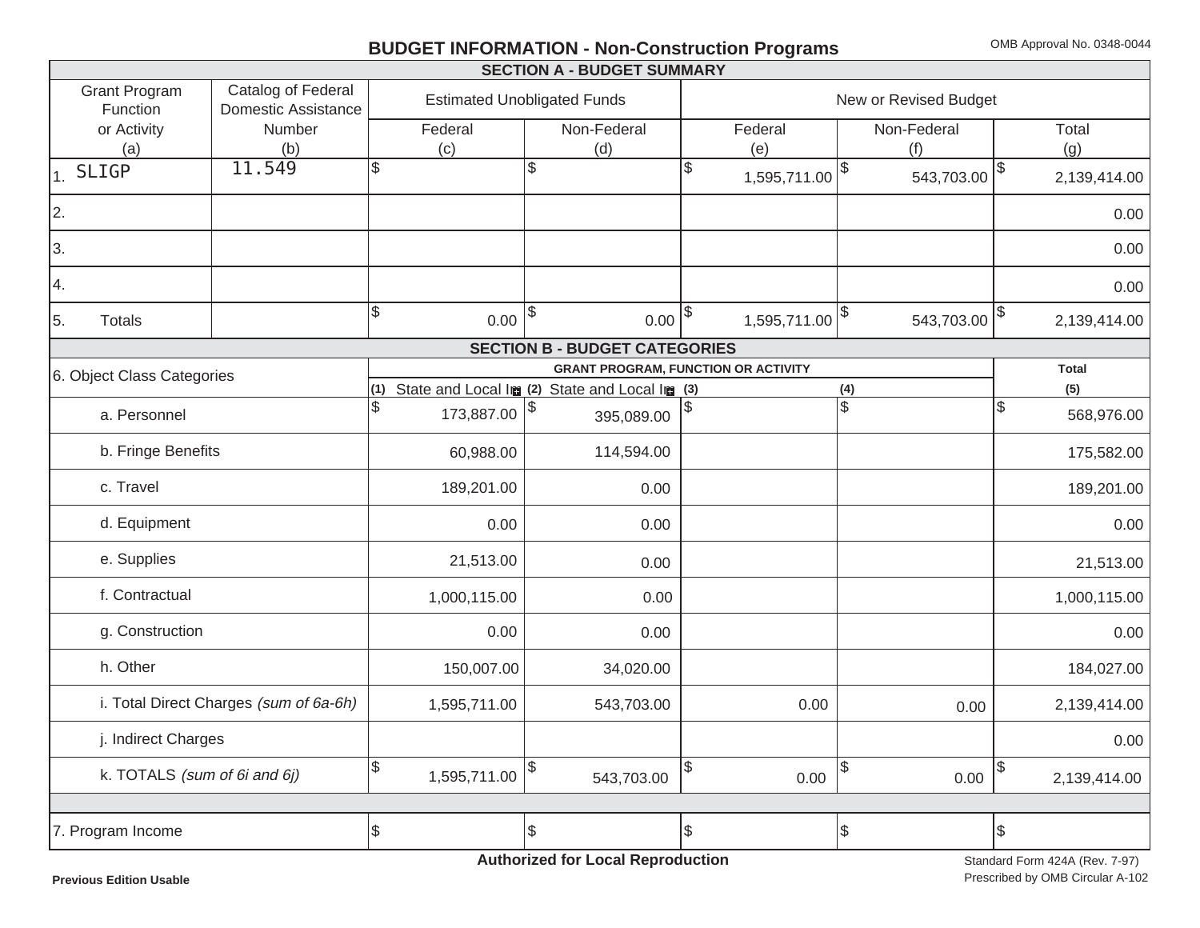# BUDGET INFORMATION - Non-Construction Programs

OMB Approval No. 0348-0044

## SECTION A - BUDGET SUMMARY

| Grant Program Function or Activity (a) | Catalog of Federal Domestic Assistance Number (b) | Estimated Unobligated Funds | | New or Revised Budget | | |
|---|---|---|---|---|---|---|
| | | Federal (c) | Non-Federal (d) | Federal (e) | Non-Federal (f) | Total (g) |
| 1. SLIGP | 11.549 | $ | $ | $ 1,595,711.00 | $ 543,703.00 | $ 2,139,414.00 |
| 2. | | | | | | 0.00 |
| 3. | | | | | | 0.00 |
| 4. | | | | | | 0.00 |
| 5. Totals | | $ 0.00 | $ 0.00 | $ 1,595,711.00 | $ 543,703.00 | $ 2,139,414.00 |

## SECTION B - BUDGET CATEGORIES

| 6. Object Class Categories | GRANT PROGRAM, FUNCTION OR ACTIVITY | | | | Total |
|---|---|---|---|---|---|
| | (1) State and Local In | (2) State and Local In | (3) | (4) | (5) |
| a. Personnel | $ 173,887.00 | $ 395,089.00 | $ | $ | $ 568,976.00 |
| b. Fringe Benefits | 60,988.00 | 114,594.00 | | | 175,582.00 |
| c. Travel | 189,201.00 | 0.00 | | | 189,201.00 |
| d. Equipment | 0.00 | 0.00 | | | 0.00 |
| e. Supplies | 21,513.00 | 0.00 | | | 21,513.00 |
| f. Contractual | 1,000,115.00 | 0.00 | | | 1,000,115.00 |
| g. Construction | 0.00 | 0.00 | | | 0.00 |
| h. Other | 150,007.00 | 34,020.00 | | | 184,027.00 |
| i. Total Direct Charges *(sum of 6a-6h)* | 1,595,711.00 | 543,703.00 | 0.00 | 0.00 | 2,139,414.00 |
| j. Indirect Charges | | | | | 0.00 |
| k. TOTALS *(sum of 6i and 6j)* | $ 1,595,711.00 | $ 543,703.00 | $ 0.00 | $ 0.00 | $ 2,139,414.00 |
| | | | | | |
| 7. Program Income | $ | $ | $ | $ | $ |

**Authorized for Local Reproduction**

**Previous Edition Usable**

Standard Form 424A (Rev. 7-97)
Prescribed by OMB Circular A-102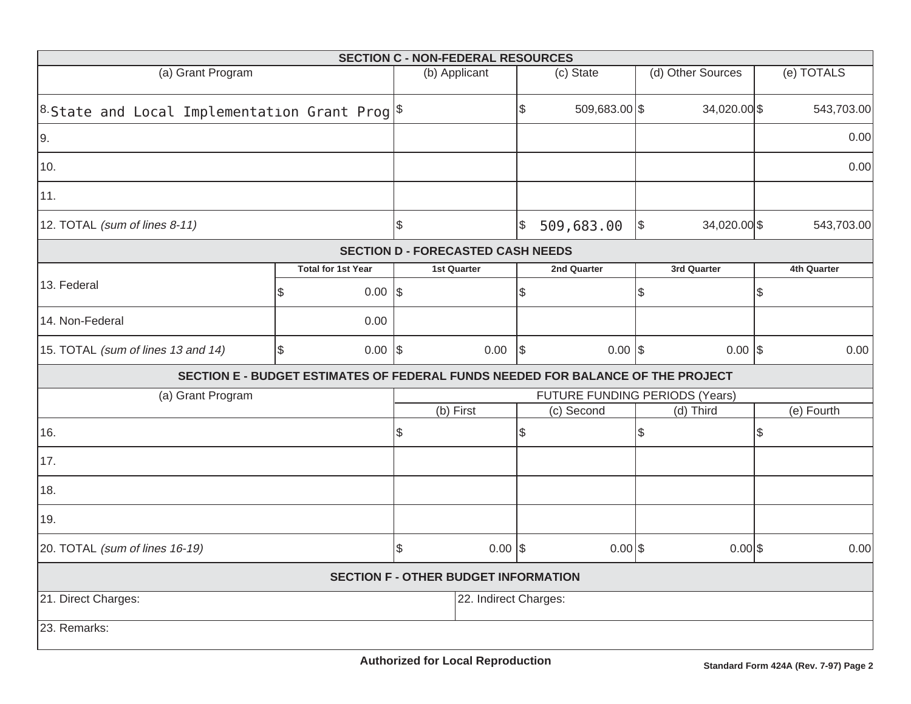## SECTION C - NON-FEDERAL RESOURCES

| (a) Grant Program | (b) Applicant | (c) State | (d) Other Sources | (e) TOTALS |
|---|---|---|---|---|
| 8. State and Local Implementation Grant Prog | $ | $ 509,683.00 | $ 34,020.00 | $ 543,703.00 |
| 9. | | | | 0.00 |
| 10. | | | | 0.00 |
| 11. | | | | |
| 12. TOTAL *(sum of lines 8-11)* | $ | $ 509,683.00 | $ 34,020.00 | $ 543,703.00 |

## SECTION D - FORECASTED CASH NEEDS

| | Total for 1st Year | 1st Quarter | 2nd Quarter | 3rd Quarter | 4th Quarter |
|---|---|---|---|---|---|
| 13. Federal | $ 0.00 | $ | $ | $ | $ |
| 14. Non-Federal | 0.00 | | | | |
| 15. TOTAL *(sum of lines 13 and 14)* | $ 0.00 | $ 0.00 | $ 0.00 | $ 0.00 | $ 0.00 |

## SECTION E - BUDGET ESTIMATES OF FEDERAL FUNDS NEEDED FOR BALANCE OF THE PROJECT

| (a) Grant Program | FUTURE FUNDING PERIODS (Years) | | | |
|---|---|---|---|---|
| | (b) First | (c) Second | (d) Third | (e) Fourth |
| 16. | $ | $ | $ | $ |
| 17. | | | | |
| 18. | | | | |
| 19. | | | | |
| 20. TOTAL *(sum of lines 16-19)* | $ 0.00 | $ 0.00 | $ 0.00 | $ 0.00 |

## SECTION F - OTHER BUDGET INFORMATION

| 21. Direct Charges: | 22. Indirect Charges: |
|---|---|
| 23. Remarks: | |

**Authorized for Local Reproduction**

**Standard Form 424A (Rev. 7-97) Page 2**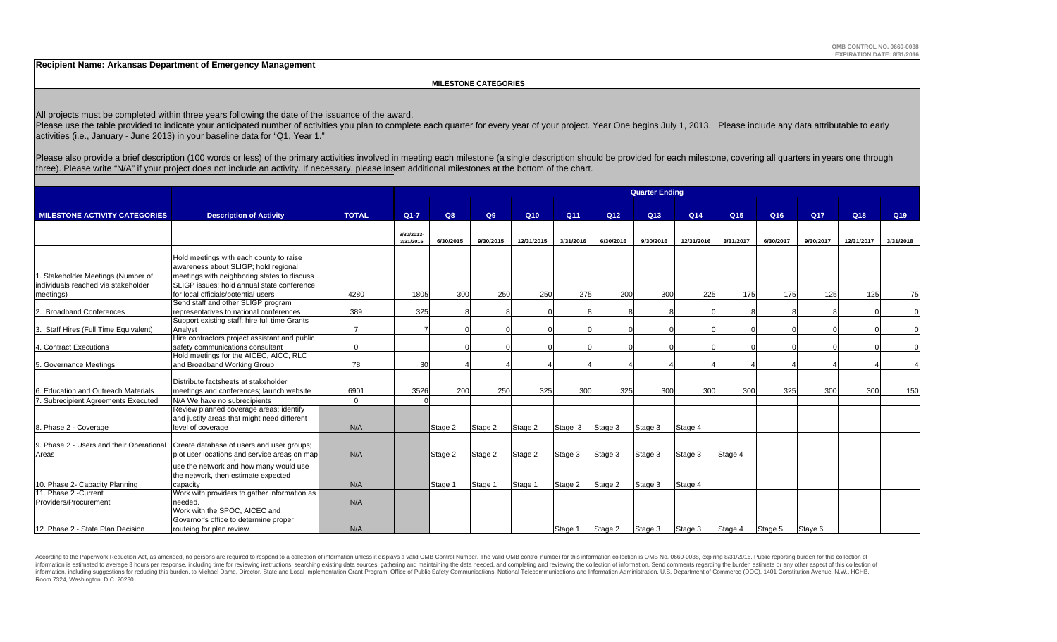OMB CONTROL NO. 0660-0038
EXPIRATION DATE: 8/31/2016

**Recipient Name: Arkansas Department of Emergency Management**

**MILESTONE CATEGORIES**

All projects must be completed within three years following the date of the issuance of the award.
Please use the table provided to indicate your anticipated number of activities you plan to complete each quarter for every year of your project. Year One begins July 1, 2013. Please include any data attributable to early activities (i.e., January - June 2013) in your baseline data for "Q1, Year 1."

Please also provide a brief description (100 words or less) of the primary activities involved in meeting each milestone (a single description should be provided for each milestone, covering all quarters in years one through three). Please write "N/A" if your project does not include an activity. If necessary, please insert additional milestones at the bottom of the chart.

| | | | Quarter Ending | | | | | | | | | | | | |
|---|---|---|---|---|---|---|---|---|---|---|---|---|---|---|---|
| **MILESTONE ACTIVITY CATEGORIES** | **Description of Activity** | **TOTAL** | **Q1-7** | **Q8** | **Q9** | **Q10** | **Q11** | **Q12** | **Q13** | **Q14** | **Q15** | **Q16** | **Q17** | **Q18** | **Q19** |
| | | | 9/30/2013-3/31/2015 | 6/30/2015 | 9/30/2015 | 12/31/2015 | 3/31/2016 | 6/30/2016 | 9/30/2016 | 12/31/2016 | 3/31/2017 | 6/30/2017 | 9/30/2017 | 12/31/2017 | 3/31/2018 |
| 1. Stakeholder Meetings (Number of individuals reached via stakeholder meetings) | Hold meetings with each county to raise awareness about SLIGP; hold regional meetings with neighboring states to discuss SLIGP issues; hold annual state conference for local officials/potential users | 4280 | 1805 | 300 | 250 | 250 | 275 | 200 | 300 | 225 | 175 | 175 | 125 | 125 | 75 |
| 2. Broadband Conferences | Send staff and other SLIGP program representatives to national conferences | 389 | 325 | 8 | 8 | 0 | 8 | 8 | 8 | 0 | 8 | 8 | 8 | 0 | 0 |
| 3. Staff Hires (Full Time Equivalent) | Support existing staff; hire full time Grants Analyst | 7 | 7 | 0 | 0 | 0 | 0 | 0 | 0 | 0 | 0 | 0 | 0 | 0 | 0 |
| 4. Contract Executions | Hire contractors project assistant and public safety communications consultant | 0 | | 0 | 0 | 0 | 0 | 0 | 0 | 0 | 0 | 0 | 0 | 0 | 0 |
| 5. Governance Meetings | Hold meetings for the AICEC, AICC, RLC and Broadband Working Group | 78 | 30 | 4 | 4 | 4 | 4 | 4 | 4 | 4 | 4 | 4 | 4 | 4 | 4 |
| 6. Education and Outreach Materials | Distribute factsheets at stakeholder meetings and conferences; launch website | 6901 | 3526 | 200 | 250 | 325 | 300 | 325 | 300 | 300 | 300 | 325 | 300 | 300 | 150 |
| 7. Subrecipient Agreements Executed | N/A We have no subrecipients | 0 | 0 | | | | | | | | | | | | |
| 8. Phase 2 - Coverage | Review planned coverage areas; identify and justify areas that might need different level of coverage | N/A | | Stage 2 | Stage 2 | Stage 2 | Stage 3 | Stage 3 | Stage 3 | Stage 4 | | | | | |
| 9. Phase 2 - Users and their Operational Areas | Create database of users and user groups; plot user locations and service areas on map | N/A | | Stage 2 | Stage 2 | Stage 2 | Stage 3 | Stage 3 | Stage 3 | Stage 3 | Stage 4 | | | | |
| 10. Phase 2- Capacity Planning | use the network and how many would use the network, then estimate expected capacity | N/A | | Stage 1 | Stage 1 | Stage 1 | Stage 2 | Stage 2 | Stage 3 | Stage 4 | | | | | |
| 11. Phase 2 -Current Providers/Procurement | Work with providers to gather information as needed. | N/A | | | | | | | | | | | | | |
| 12. Phase 2 - State Plan Decision | Work with the SPOC, AICEC and Governor's office to determine proper routeing for plan review. | N/A | | | | | Stage 1 | Stage 2 | Stage 3 | Stage 3 | Stage 4 | Stage 5 | Staye 6 | | |

According to the Paperwork Reduction Act, as amended, no persons are required to respond to a collection of information unless it displays a valid OMB Control Number. The valid OMB control number for this information collection is OMB No. 0660-0038, expiring 8/31/2016. Public reporting burden for this collection of information is estimated to average 3 hours per response, including time for reviewing instructions, searching existing data sources, gathering and maintaining the data needed, and completing and reviewing the collection of information. Send comments regarding the burden estimate or any other aspect of this collection of information, including suggestions for reducing this burden, to Michael Dame, Director, State and Local Implementation Grant Program, Office of Public Safety Communications, National Telecommunications and Information Administration, U.S. Department of Commerce (DOC), 1401 Constitution Avenue, N.W., HCHB, Room 7324, Washington, D.C. 20230.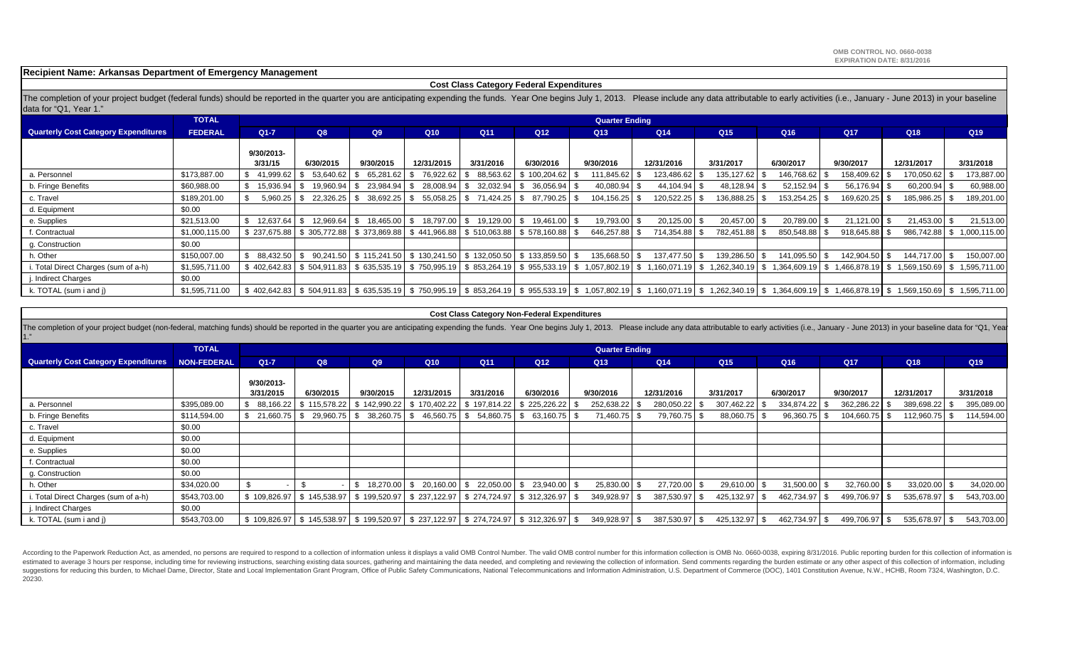OMB CONTROL NO. 0660-0038
EXPIRATION DATE: 8/31/2016

**Recipient Name: Arkansas Department of Emergency Management**

## Cost Class Category Federal Expenditures

The completion of your project budget (federal funds) should be reported in the quarter you are anticipating expending the funds. Year One begins July 1, 2013. Please include any data attributable to early activities (i.e., January - June 2013) in your baseline data for "Q1, Year 1."

| Quarterly Cost Category Expenditures | TOTAL FEDERAL | Q1-7 | Q8 | Q9 | Q10 | Q11 | Q12 | Q13 | Q14 | Q15 | Q16 | Q17 | Q18 | Q19 |
|---|---|---|---|---|---|---|---|---|---|---|---|---|---|---|
| | | 9/30/2013-3/31/15 | 6/30/2015 | 9/30/2015 | 12/31/2015 | 3/31/2016 | 6/30/2016 | 9/30/2016 | 12/31/2016 | 3/31/2017 | 6/30/2017 | 9/30/2017 | 12/31/2017 | 3/31/2018 |
| a. Personnel | $173,887.00 | $ 41,999.62 | $ 53,640.62 | $ 65,281.62 | $ 76,922.62 | $ 88,563.62 | $ 100,204.62 | $ 111,845.62 | $ 123,486.62 | $ 135,127.62 | $ 146,768.62 | $ 158,409.62 | $ 170,050.62 | $ 173,887.00 |
| b. Fringe Benefits | $60,988.00 | $ 15,936.94 | $ 19,960.94 | $ 23,984.94 | $ 28,008.94 | $ 32,032.94 | $ 36,056.94 | $ 40,080.94 | $ 44,104.94 | $ 48,128.94 | $ 52,152.94 | $ 56,176.94 | $ 60,200.94 | $ 60,988.00 |
| c. Travel | $189,201.00 | $ 5,960.25 | $ 22,326.25 | $ 38,692.25 | $ 55,058.25 | $ 71,424.25 | $ 87,790.25 | $ 104,156.25 | $ 120,522.25 | $ 136,888.25 | $ 153,254.25 | $ 169,620.25 | $ 185,986.25 | $ 189,201.00 |
| d. Equipment | $0.00 | | | | | | | | | | | | | |
| e. Supplies | $21,513.00 | $ 12,637.64 | $ 12,969.64 | $ 18,465.00 | $ 18,797.00 | $ 19,129.00 | $ 19,461.00 | $ 19,793.00 | $ 20,125.00 | $ 20,457.00 | $ 20,789.00 | $ 21,121.00 | $ 21,453.00 | $ 21,513.00 |
| f. Contractual | $1,000,115.00 | $ 237,675.88 | $ 305,772.88 | $ 373,869.88 | $ 441,966.88 | $ 510,063.88 | $ 578,160.88 | $ 646,257.88 | $ 714,354.88 | $ 782,451.88 | $ 850,548.88 | $ 918,645.88 | $ 986,742.88 | $ 1,000,115.00 |
| g. Construction | $0.00 | | | | | | | | | | | | | |
| h. Other | $150,007.00 | $ 88,432.50 | $ 90,241.50 | $ 115,241.50 | $ 130,241.50 | $ 132,050.50 | $ 133,859.50 | $ 135,668.50 | $ 137,477.50 | $ 139,286.50 | $ 141,095.50 | $ 142,904.50 | $ 144,717.00 | $ 150,007.00 |
| i. Total Direct Charges (sum of a-h) | $1,595,711.00 | $ 402,642.83 | $ 504,911.83 | $ 635,535.19 | $ 750,995.19 | $ 853,264.19 | $ 955,533.19 | $ 1,057,802.19 | $ 1,160,071.19 | $ 1,262,340.19 | $ 1,364,609.19 | $ 1,466,878.19 | $ 1,569,150.69 | $ 1,595,711.00 |
| j. Indirect Charges | $0.00 | | | | | | | | | | | | | |
| k. TOTAL (sum i and j) | $1,595,711.00 | $ 402,642.83 | $ 504,911.83 | $ 635,535.19 | $ 750,995.19 | $ 853,264.19 | $ 955,533.19 | $ 1,057,802.19 | $ 1,160,071.19 | $ 1,262,340.19 | $ 1,364,609.19 | $ 1,466,878.19 | $ 1,569,150.69 | $ 1,595,711.00 |

## Cost Class Category Non-Federal Expenditures

The completion of your project budget (non-federal, matching funds) should be reported in the quarter you are anticipating expending the funds. Year One begins July 1, 2013. Please include any data attributable to early activities (i.e., January - June 2013) in your baseline data for "Q1, Year 1."

| Quarterly Cost Category Expenditures | TOTAL NON-FEDERAL | Q1-7 | Q8 | Q9 | Q10 | Q11 | Q12 | Q13 | Q14 | Q15 | Q16 | Q17 | Q18 | Q19 |
|---|---|---|---|---|---|---|---|---|---|---|---|---|---|---|
| | | 9/30/2013-3/31/2015 | 6/30/2015 | 9/30/2015 | 12/31/2015 | 3/31/2016 | 6/30/2016 | 9/30/2016 | 12/31/2016 | 3/31/2017 | 6/30/2017 | 9/30/2017 | 12/31/2017 | 3/31/2018 |
| a. Personnel | $395,089.00 | $ 88,166.22 | $ 115,578.22 | $ 142,990.22 | $ 170,402.22 | $ 197,814.22 | $ 225,226.22 | $ 252,638.22 | $ 280,050.22 | $ 307,462.22 | $ 334,874.22 | $ 362,286.22 | $ 389,698.22 | $ 395,089.00 |
| b. Fringe Benefits | $114,594.00 | $ 21,660.75 | $ 29,960.75 | $ 38,260.75 | $ 46,560.75 | $ 54,860.75 | $ 63,160.75 | $ 71,460.75 | $ 79,760.75 | $ 88,060.75 | $ 96,360.75 | $ 104,660.75 | $ 112,960.75 | $ 114,594.00 |
| c. Travel | $0.00 | | | | | | | | | | | | | |
| d. Equipment | $0.00 | | | | | | | | | | | | | |
| e. Supplies | $0.00 | | | | | | | | | | | | | |
| f. Contractual | $0.00 | | | | | | | | | | | | | |
| g. Construction | $0.00 | | | | | | | | | | | | | |
| h. Other | $34,020.00 | $ - | $ - | $ 18,270.00 | $ 20,160.00 | $ 22,050.00 | $ 23,940.00 | $ 25,830.00 | $ 27,720.00 | $ 29,610.00 | $ 31,500.00 | $ 32,760.00 | $ 33,020.00 | $ 34,020.00 |
| i. Total Direct Charges (sum of a-h) | $543,703.00 | $ 109,826.97 | $ 145,538.97 | $ 199,520.97 | $ 237,122.97 | $ 274,724.97 | $ 312,326.97 | $ 349,928.97 | $ 387,530.97 | $ 425,132.97 | $ 462,734.97 | $ 499,706.97 | $ 535,678.97 | $ 543,703.00 |
| j. Indirect Charges | $0.00 | | | | | | | | | | | | | |
| k. TOTAL (sum i and j) | $543,703.00 | $ 109,826.97 | $ 145,538.97 | $ 199,520.97 | $ 237,122.97 | $ 274,724.97 | $ 312,326.97 | $ 349,928.97 | $ 387,530.97 | $ 425,132.97 | $ 462,734.97 | $ 499,706.97 | $ 535,678.97 | $ 543,703.00 |

According to the Paperwork Reduction Act, as amended, no persons are required to respond to a collection of information unless it displays a valid OMB Control Number. The valid OMB control number for this information collection is OMB No. 0660-0038, expiring 8/31/2016. Public reporting burden for this collection of information is estimated to average 3 hours per response, including time for reviewing instructions, searching existing data sources, gathering and maintaining the data needed, and completing and reviewing the collection of information. Send comments regarding the burden estimate or any other aspect of this collection of information, including suggestions for reducing this burden, to Michael Dame, Director, State and Local Implementation Grant Program, Office of Public Safety Communications, National Telecommunications and Information Administration, U.S. Department of Commerce (DOC), 1401 Constitution Avenue, N.W., HCHB, Room 7324, Washington, D.C. 20230.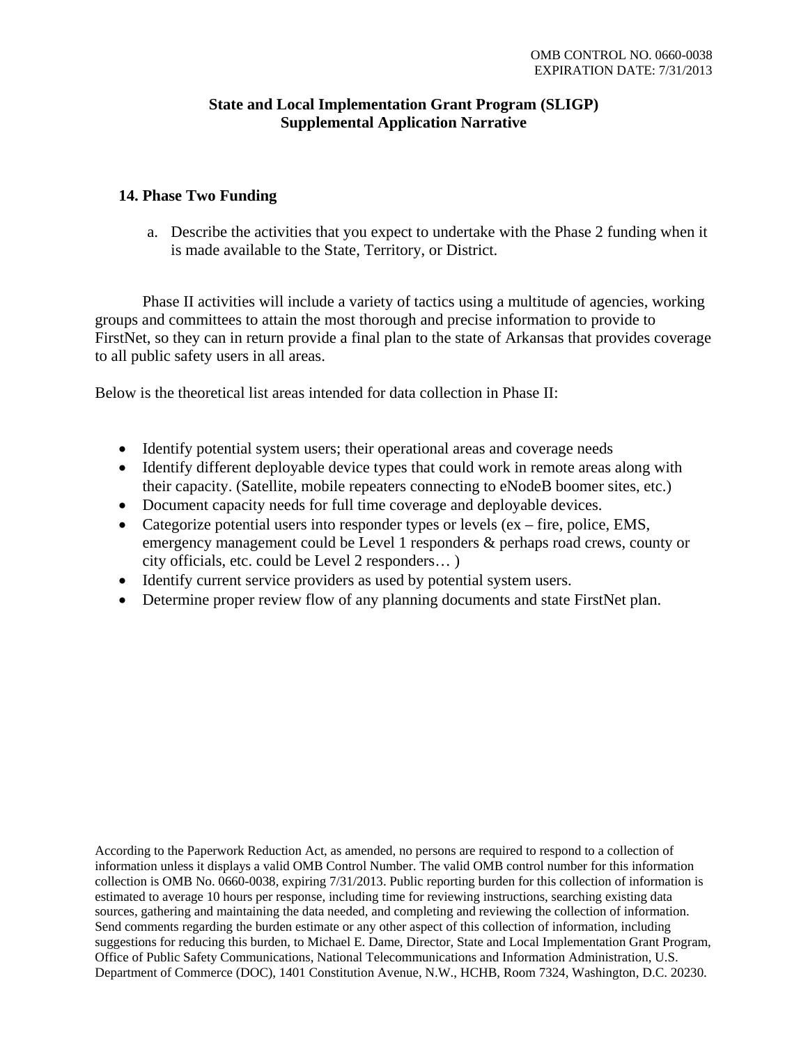OMB CONTROL NO. 0660-0038
EXPIRATION DATE: 7/31/2013

**State and Local Implementation Grant Program (SLIGP)**
**Supplemental Application Narrative**

### 14. Phase Two Funding

a. Describe the activities that you expect to undertake with the Phase 2 funding when it is made available to the State, Territory, or District.

Phase II activities will include a variety of tactics using a multitude of agencies, working groups and committees to attain the most thorough and precise information to provide to FirstNet, so they can in return provide a final plan to the state of Arkansas that provides coverage to all public safety users in all areas.

Below is the theoretical list areas intended for data collection in Phase II:

- Identify potential system users; their operational areas and coverage needs
- Identify different deployable device types that could work in remote areas along with their capacity. (Satellite, mobile repeaters connecting to eNodeB boomer sites, etc.)
- Document capacity needs for full time coverage and deployable devices.
- Categorize potential users into responder types or levels (ex – fire, police, EMS, emergency management could be Level 1 responders & perhaps road crews, county or city officials, etc. could be Level 2 responders… )
- Identify current service providers as used by potential system users.
- Determine proper review flow of any planning documents and state FirstNet plan.

According to the Paperwork Reduction Act, as amended, no persons are required to respond to a collection of information unless it displays a valid OMB Control Number. The valid OMB control number for this information collection is OMB No. 0660-0038, expiring 7/31/2013. Public reporting burden for this collection of information is estimated to average 10 hours per response, including time for reviewing instructions, searching existing data sources, gathering and maintaining the data needed, and completing and reviewing the collection of information. Send comments regarding the burden estimate or any other aspect of this collection of information, including suggestions for reducing this burden, to Michael E. Dame, Director, State and Local Implementation Grant Program, Office of Public Safety Communications, National Telecommunications and Information Administration, U.S. Department of Commerce (DOC), 1401 Constitution Avenue, N.W., HCHB, Room 7324, Washington, D.C. 20230.